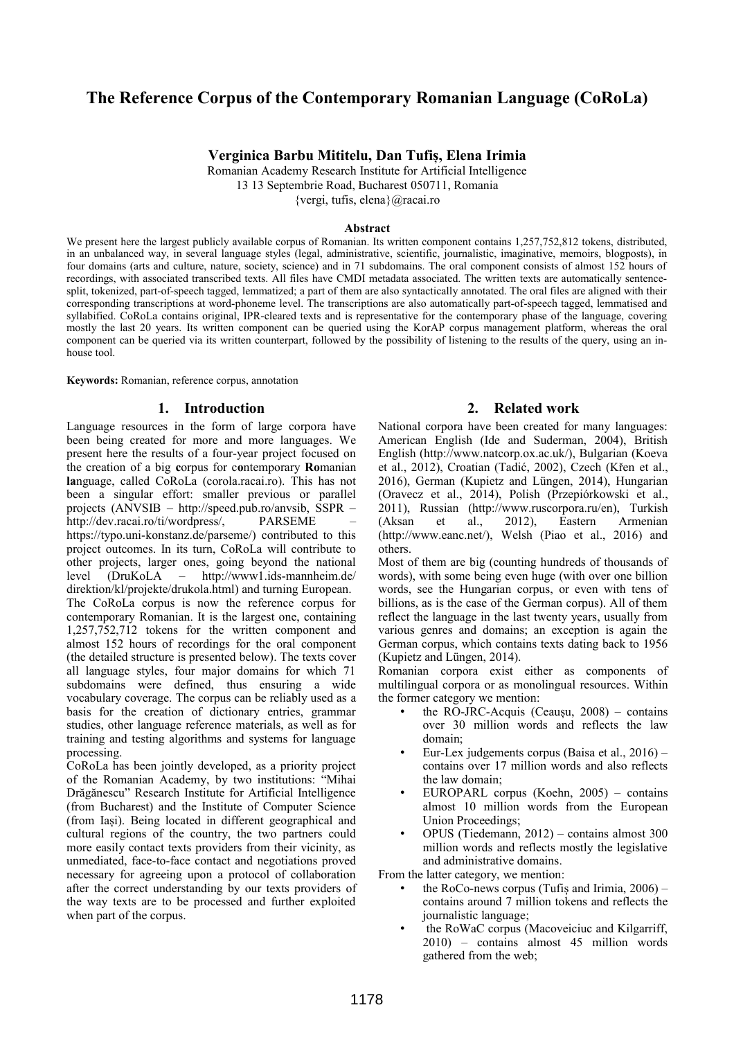# The Reference Corpus of the Contemporary Romanian Language (CoRoLa)

**Verginica Barbu Mititelu, Dan Tufiș, Elena Irimia**

Romanian Academy Research Institute for Artificial Intelligence
13 13 Septembrie Road, Bucharest 050711, Romania
{vergi, tufis, elena}@racai.ro

### Abstract

We present here the largest publicly available corpus of Romanian. Its written component contains 1,257,752,812 tokens, distributed, in an unbalanced way, in several language styles (legal, administrative, scientific, journalistic, imaginative, memoirs, blogposts), in four domains (arts and culture, nature, society, science) and in 71 subdomains. The oral component consists of almost 152 hours of recordings, with associated transcribed texts. All files have CMDI metadata associated. The written texts are automatically sentence-split, tokenized, part-of-speech tagged, lemmatized; a part of them are also syntactically annotated. The oral files are aligned with their corresponding transcriptions at word-phoneme level. The transcriptions are also automatically part-of-speech tagged, lemmatised and syllabified. CoRoLa contains original, IPR-cleared texts and is representative for the contemporary phase of the language, covering mostly the last 20 years. Its written component can be queried using the KorAP corpus management platform, whereas the oral component can be queried via its written counterpart, followed by the possibility of listening to the results of the query, using an in-house tool.

**Keywords:** Romanian, reference corpus, annotation

## 1. Introduction

Language resources in the form of large corpora have been being created for more and more languages. We present here the results of a four-year project focused on the creation of a big **c**orpus for c**o**ntemporary **Ro**manian **la**nguage, called CoRoLa (corola.racai.ro). This has not been a singular effort: smaller previous or parallel projects (ANVSIB – http://speed.pub.ro/anvsib, SSPR – http://dev.racai.ro/ti/wordpress/, PARSEME – https://typo.uni-konstanz.de/parseme/) contributed to this project outcomes. In its turn, CoRoLa will contribute to other projects, larger ones, going beyond the national level (DruKoLA – http://www1.ids-mannheim.de/direktion/kl/projekte/drukola.html) and turning European.

The CoRoLa corpus is now the reference corpus for contemporary Romanian. It is the largest one, containing 1,257,752,712 tokens for the written component and almost 152 hours of recordings for the oral component (the detailed structure is presented below). The texts cover all language styles, four major domains for which 71 subdomains were defined, thus ensuring a wide vocabulary coverage. The corpus can be reliably used as a basis for the creation of dictionary entries, grammar studies, other language reference materials, as well as for training and testing algorithms and systems for language processing.

CoRoLa has been jointly developed, as a priority project of the Romanian Academy, by two institutions: "Mihai Drăgănescu" Research Institute for Artificial Intelligence (from Bucharest) and the Institute of Computer Science (from Iași). Being located in different geographical and cultural regions of the country, the two partners could more easily contact texts providers from their vicinity, as unmediated, face-to-face contact and negotiations proved necessary for agreeing upon a protocol of collaboration after the correct understanding by our texts providers of the way texts are to be processed and further exploited when part of the corpus.

## 2. Related work

National corpora have been created for many languages: American English (Ide and Suderman, 2004), British English (http://www.natcorp.ox.ac.uk/), Bulgarian (Koeva et al., 2012), Croatian (Tadić, 2002), Czech (Křen et al., 2016), German (Kupietz and Lüngen, 2014), Hungarian (Oravecz et al., 2014), Polish (Przepiórkowski et al., 2011), Russian (http://www.ruscorpora.ru/en), Turkish (Aksan et al., 2012), Eastern Armenian (http://www.eanc.net/), Welsh (Piao et al., 2016) and others.

Most of them are big (counting hundreds of thousands of words), with some being even huge (with over one billion words, see the Hungarian corpus, or even with tens of billions, as is the case of the German corpus). All of them reflect the language in the last twenty years, usually from various genres and domains; an exception is again the German corpus, which contains texts dating back to 1956 (Kupietz and Lüngen, 2014).

Romanian corpora exist either as components of multilingual corpora or as monolingual resources. Within the former category we mention:

- the RO-JRC-Acquis (Ceaușu, 2008) – contains over 30 million words and reflects the law domain;
- Eur-Lex judgements corpus (Baisa et al., 2016) – contains over 17 million words and also reflects the law domain;
- EUROPARL corpus (Koehn, 2005) – contains almost 10 million words from the European Union Proceedings;
- OPUS (Tiedemann, 2012) – contains almost 300 million words and reflects mostly the legislative and administrative domains.

From the latter category, we mention:

- the RoCo-news corpus (Tufiș and Irimia, 2006) – contains around 7 million tokens and reflects the journalistic language;
- the RoWaC corpus (Macoveiciuc and Kilgarriff, 2010) – contains almost 45 million words gathered from the web;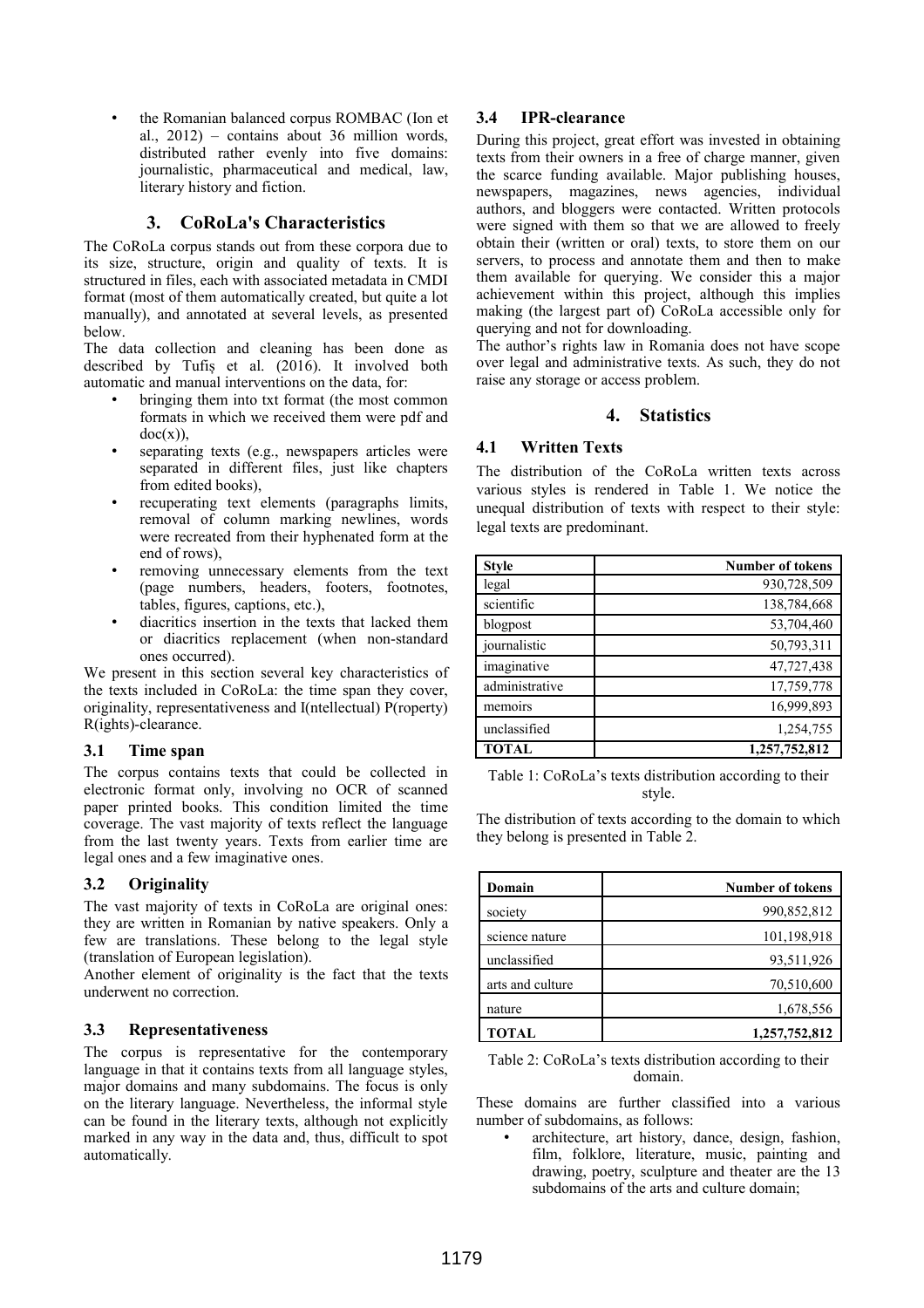- the Romanian balanced corpus ROMBAC (Ion et al., 2012) – contains about 36 million words, distributed rather evenly into five domains: journalistic, pharmaceutical and medical, law, literary history and fiction.

## 3. CoRoLa's Characteristics

The CoRoLa corpus stands out from these corpora due to its size, structure, origin and quality of texts. It is structured in files, each with associated metadata in CMDI format (most of them automatically created, but quite a lot manually), and annotated at several levels, as presented below.

The data collection and cleaning has been done as described by Tufiș et al. (2016). It involved both automatic and manual interventions on the data, for:

- bringing them into txt format (the most common formats in which we received them were pdf and doc(x)),
- separating texts (e.g., newspapers articles were separated in different files, just like chapters from edited books),
- recuperating text elements (paragraphs limits, removal of column marking newlines, words were recreated from their hyphenated form at the end of rows),
- removing unnecessary elements from the text (page numbers, headers, footers, footnotes, tables, figures, captions, etc.),
- diacritics insertion in the texts that lacked them or diacritics replacement (when non-standard ones occurred).

We present in this section several key characteristics of the texts included in CoRoLa: the time span they cover, originality, representativeness and I(ntellectual) P(roperty) R(ights)-clearance.

### 3.1 Time span

The corpus contains texts that could be collected in electronic format only, involving no OCR of scanned paper printed books. This condition limited the time coverage. The vast majority of texts reflect the language from the last twenty years. Texts from earlier time are legal ones and a few imaginative ones.

### 3.2 Originality

The vast majority of texts in CoRoLa are original ones: they are written in Romanian by native speakers. Only a few are translations. These belong to the legal style (translation of European legislation).

Another element of originality is the fact that the texts underwent no correction.

### 3.3 Representativeness

The corpus is representative for the contemporary language in that it contains texts from all language styles, major domains and many subdomains. The focus is only on the literary language. Nevertheless, the informal style can be found in the literary texts, although not explicitly marked in any way in the data and, thus, difficult to spot automatically.

### 3.4 IPR-clearance

During this project, great effort was invested in obtaining texts from their owners in a free of charge manner, given the scarce funding available. Major publishing houses, newspapers, magazines, news agencies, individual authors, and bloggers were contacted. Written protocols were signed with them so that we are allowed to freely obtain their (written or oral) texts, to store them on our servers, to process and annotate them and then to make them available for querying. We consider this a major achievement within this project, although this implies making (the largest part of) CoRoLa accessible only for querying and not for downloading.

The author's rights law in Romania does not have scope over legal and administrative texts. As such, they do not raise any storage or access problem.

## 4. Statistics

### 4.1 Written Texts

The distribution of the CoRoLa written texts across various styles is rendered in Table 1. We notice the unequal distribution of texts with respect to their style: legal texts are predominant.

| **Style** | **Number of tokens** |
|---|---:|
| legal | 930,728,509 |
| scientific | 138,784,668 |
| blogpost | 53,704,460 |
| journalistic | 50,793,311 |
| imaginative | 47,727,438 |
| administrative | 17,759,778 |
| memoirs | 16,999,893 |
| unclassified | 1,254,755 |
| **TOTAL** | **1,257,752,812** |

Table 1: CoRoLa's texts distribution according to their style.

The distribution of texts according to the domain to which they belong is presented in Table 2.

| **Domain** | **Number of tokens** |
|---|---:|
| society | 990,852,812 |
| science nature | 101,198,918 |
| unclassified | 93,511,926 |
| arts and culture | 70,510,600 |
| nature | 1,678,556 |
| **TOTAL** | **1,257,752,812** |

Table 2: CoRoLa's texts distribution according to their domain.

These domains are further classified into a various number of subdomains, as follows:

- architecture, art history, dance, design, fashion, film, folklore, literature, music, painting and drawing, poetry, sculpture and theater are the 13 subdomains of the arts and culture domain;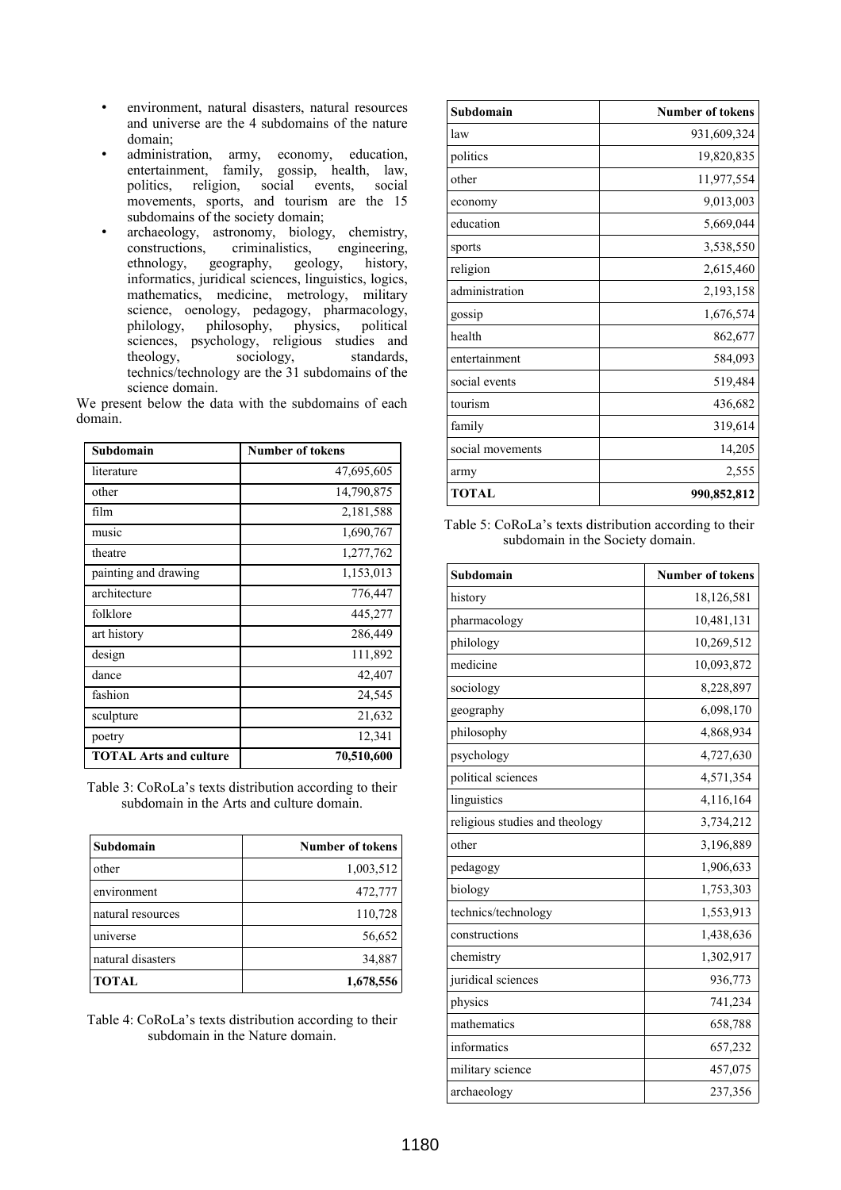- environment, natural disasters, natural resources and universe are the 4 subdomains of the nature domain;
- administration, army, economy, education, entertainment, family, gossip, health, law, politics, religion, social events, social movements, sports, and tourism are the 15 subdomains of the society domain;
- archaeology, astronomy, biology, chemistry, constructions, criminalistics, engineering, ethnology, geography, geology, history, informatics, juridical sciences, linguistics, logics, mathematics, medicine, metrology, military science, oenology, pedagogy, pharmacology, philology, philosophy, physics, political sciences, psychology, religious studies and theology, sociology, standards, technics/technology are the 31 subdomains of the science domain.

We present below the data with the subdomains of each domain.

| Subdomain | Number of tokens |
|---|---|
| literature | 47,695,605 |
| other | 14,790,875 |
| film | 2,181,588 |
| music | 1,690,767 |
| theatre | 1,277,762 |
| painting and drawing | 1,153,013 |
| architecture | 776,447 |
| folklore | 445,277 |
| art history | 286,449 |
| design | 111,892 |
| dance | 42,407 |
| fashion | 24,545 |
| sculpture | 21,632 |
| poetry | 12,341 |
| **TOTAL Arts and culture** | **70,510,600** |

Table 3: CoRoLa's texts distribution according to their subdomain in the Arts and culture domain.

| Subdomain | Number of tokens |
|---|---|
| other | 1,003,512 |
| environment | 472,777 |
| natural resources | 110,728 |
| universe | 56,652 |
| natural disasters | 34,887 |
| **TOTAL** | **1,678,556** |

Table 4: CoRoLa's texts distribution according to their subdomain in the Nature domain.

| Subdomain | Number of tokens |
|---|---|
| law | 931,609,324 |
| politics | 19,820,835 |
| other | 11,977,554 |
| economy | 9,013,003 |
| education | 5,669,044 |
| sports | 3,538,550 |
| religion | 2,615,460 |
| administration | 2,193,158 |
| gossip | 1,676,574 |
| health | 862,677 |
| entertainment | 584,093 |
| social events | 519,484 |
| tourism | 436,682 |
| family | 319,614 |
| social movements | 14,205 |
| army | 2,555 |
| **TOTAL** | **990,852,812** |

Table 5: CoRoLa's texts distribution according to their subdomain in the Society domain.

| Subdomain | Number of tokens |
|---|---|
| history | 18,126,581 |
| pharmacology | 10,481,131 |
| philology | 10,269,512 |
| medicine | 10,093,872 |
| sociology | 8,228,897 |
| geography | 6,098,170 |
| philosophy | 4,868,934 |
| psychology | 4,727,630 |
| political sciences | 4,571,354 |
| linguistics | 4,116,164 |
| religious studies and theology | 3,734,212 |
| other | 3,196,889 |
| pedagogy | 1,906,633 |
| biology | 1,753,303 |
| technics/technology | 1,553,913 |
| constructions | 1,438,636 |
| chemistry | 1,302,917 |
| juridical sciences | 936,773 |
| physics | 741,234 |
| mathematics | 658,788 |
| informatics | 657,232 |
| military science | 457,075 |
| archaeology | 237,356 |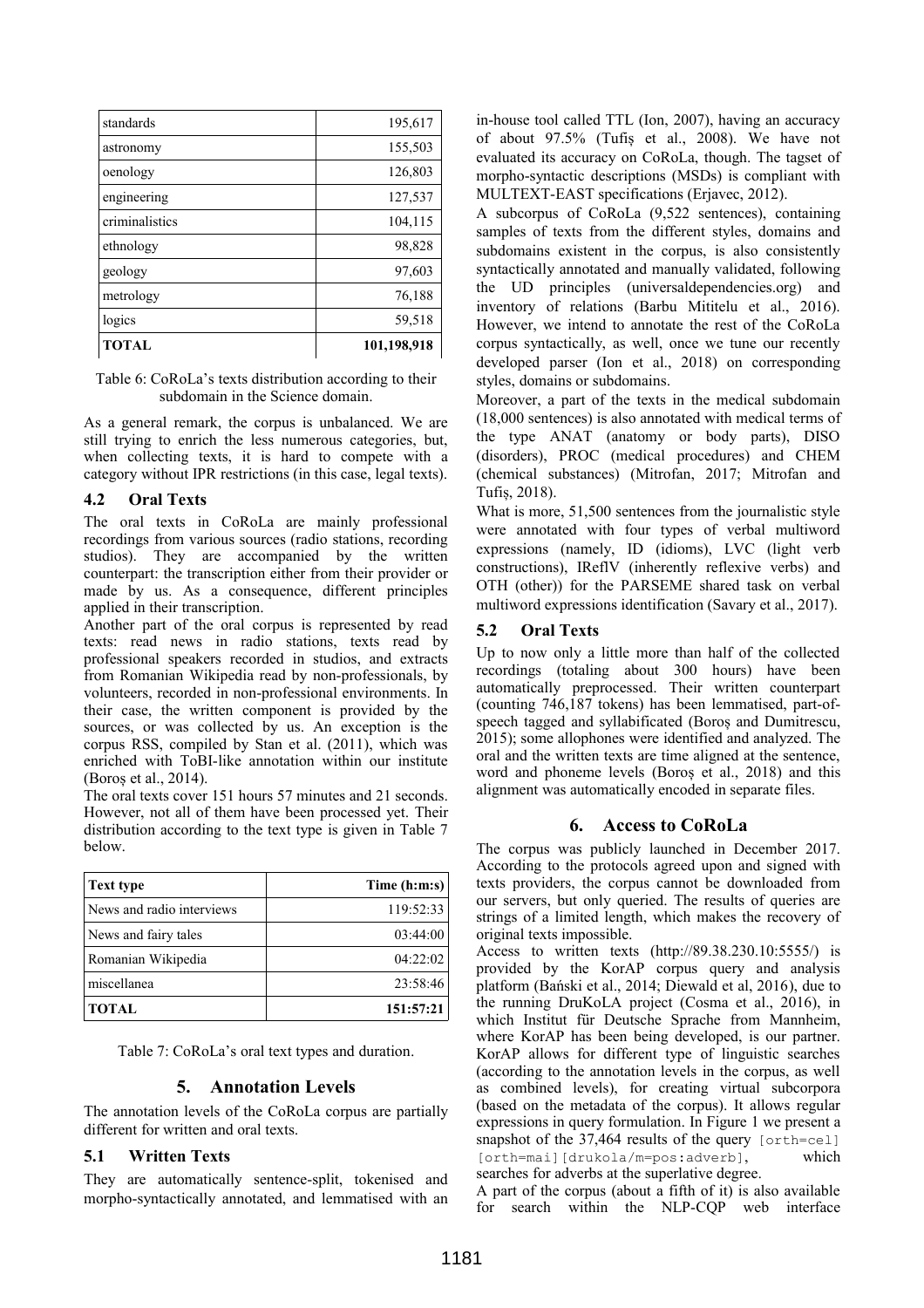| standards | 195,617 |
|---|---|
| astronomy | 155,503 |
| oenology | 126,803 |
| engineering | 127,537 |
| criminalistics | 104,115 |
| ethnology | 98,828 |
| geology | 97,603 |
| metrology | 76,188 |
| logics | 59,518 |
| **TOTAL** | **101,198,918** |

Table 6: CoRoLa's texts distribution according to their subdomain in the Science domain.

As a general remark, the corpus is unbalanced. We are still trying to enrich the less numerous categories, but, when collecting texts, it is hard to compete with a category without IPR restrictions (in this case, legal texts).

### 4.2 Oral Texts

The oral texts in CoRoLa are mainly professional recordings from various sources (radio stations, recording studios). They are accompanied by the written counterpart: the transcription either from their provider or made by us. As a consequence, different principles applied in their transcription.

Another part of the oral corpus is represented by read texts: read news in radio stations, texts read by professional speakers recorded in studios, and extracts from Romanian Wikipedia read by non-professionals, by volunteers, recorded in non-professional environments. In their case, the written component is provided by the sources, or was collected by us. An exception is the corpus RSS, compiled by Stan et al. (2011), which was enriched with ToBI-like annotation within our institute (Boroș et al., 2014).

The oral texts cover 151 hours 57 minutes and 21 seconds. However, not all of them have been processed yet. Their distribution according to the text type is given in Table 7 below.

| Text type | Time (h:m:s) |
|---|---|
| News and radio interviews | 119:52:33 |
| News and fairy tales | 03:44:00 |
| Romanian Wikipedia | 04:22:02 |
| miscellanea | 23:58:46 |
| **TOTAL** | **151:57:21** |

Table 7: CoRoLa's oral text types and duration.

## 5. Annotation Levels

The annotation levels of the CoRoLa corpus are partially different for written and oral texts.

### 5.1 Written Texts

They are automatically sentence-split, tokenised and morpho-syntactically annotated, and lemmatised with an in-house tool called TTL (Ion, 2007), having an accuracy of about 97.5% (Tufiș et al., 2008). We have not evaluated its accuracy on CoRoLa, though. The tagset of morpho-syntactic descriptions (MSDs) is compliant with MULTEXT-EAST specifications (Erjavec, 2012).

A subcorpus of CoRoLa (9,522 sentences), containing samples of texts from the different styles, domains and subdomains existent in the corpus, is also consistently syntactically annotated and manually validated, following the UD principles (universaldependencies.org) and inventory of relations (Barbu Mititelu et al., 2016). However, we intend to annotate the rest of the CoRoLa corpus syntactically, as well, once we tune our recently developed parser (Ion et al., 2018) on corresponding styles, domains or subdomains.

Moreover, a part of the texts in the medical subdomain (18,000 sentences) is also annotated with medical terms of the type ANAT (anatomy or body parts), DISO (disorders), PROC (medical procedures) and CHEM (chemical substances) (Mitrofan, 2017; Mitrofan and Tufiș, 2018).

What is more, 51,500 sentences from the journalistic style were annotated with four types of verbal multiword expressions (namely, ID (idioms), LVC (light verb constructions), IReflV (inherently reflexive verbs) and OTH (other)) for the PARSEME shared task on verbal multiword expressions identification (Savary et al., 2017).

### 5.2 Oral Texts

Up to now only a little more than half of the collected recordings (totaling about 300 hours) have been automatically preprocessed. Their written counterpart (counting 746,187 tokens) has been lemmatised, part-of-speech tagged and syllabificated (Boroș and Dumitrescu, 2015); some allophones were identified and analyzed. The oral and the written texts are time aligned at the sentence, word and phoneme levels (Boroș et al., 2018) and this alignment was automatically encoded in separate files.

## 6. Access to CoRoLa

The corpus was publicly launched in December 2017. According to the protocols agreed upon and signed with texts providers, the corpus cannot be downloaded from our servers, but only queried. The results of queries are strings of a limited length, which makes the recovery of original texts impossible.

Access to written texts (http://89.38.230.10:5555/) is provided by the KorAP corpus query and analysis platform (Bański et al., 2014; Diewald et al., 2016), due to the running DruKoLA project (Cosma et al., 2016), in which Institut für Deutsche Sprache from Mannheim, where KorAP has been being developed, is our partner. KorAP allows for different type of linguistic searches (according to the annotation levels in the corpus, as well as combined levels), for creating virtual subcorpora (based on the metadata of the corpus). It allows regular expressions in query formulation. In Figure 1 we present a snapshot of the 37,464 results of the query `[orth=cel] [orth=mai][drukola/m=pos:adverb]`, which searches for adverbs at the superlative degree.

A part of the corpus (about a fifth of it) is also available for search within the NLP-CQP web interface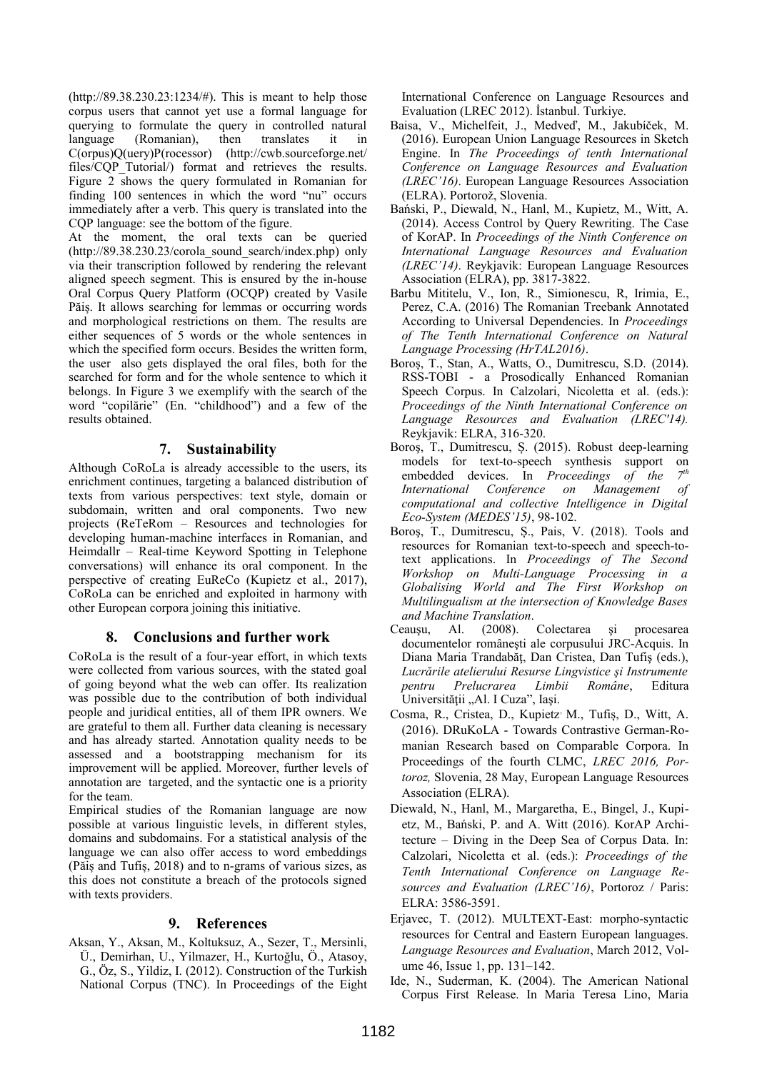(http://89.38.230.23:1234/#). This is meant to help those corpus users that cannot yet use a formal language for querying to formulate the query in controlled natural language (Romanian), then translates it in C(orpus)Q(uery)P(rocessor) (http://cwb.sourceforge.net/files/CQP_Tutorial/) format and retrieves the results. Figure 2 shows the query formulated in Romanian for finding 100 sentences in which the word "nu" occurs immediately after a verb. This query is translated into the CQP language: see the bottom of the figure.

At the moment, the oral texts can be queried (http://89.38.230.23/corola_sound_search/index.php) only via their transcription followed by rendering the relevant aligned speech segment. This is ensured by the in-house Oral Corpus Query Platform (OCQP) created by Vasile Păiș. It allows searching for lemmas or occurring words and morphological restrictions on them. The results are either sequences of 5 words or the whole sentences in which the specified form occurs. Besides the written form, the user also gets displayed the oral files, both for the searched for form and for the whole sentence to which it belongs. In Figure 3 we exemplify with the search of the word "copilărie" (En. "childhood") and a few of the results obtained.

## 7. Sustainability

Although CoRoLa is already accessible to the users, its enrichment continues, targeting a balanced distribution of texts from various perspectives: text style, domain or subdomain, written and oral components. Two new projects (ReTeRom – Resources and technologies for developing human-machine interfaces in Romanian, and Heimdallr – Real-time Keyword Spotting in Telephone conversations) will enhance its oral component. In the perspective of creating EuReCo (Kupietz et al., 2017), CoRoLa can be enriched and exploited in harmony with other European corpora joining this initiative.

## 8. Conclusions and further work

CoRoLa is the result of a four-year effort, in which texts were collected from various sources, with the stated goal of going beyond what the web can offer. Its realization was possible due to the contribution of both individual people and juridical entities, all of them IPR owners. We are grateful to them all. Further data cleaning is necessary and has already started. Annotation quality needs to be assessed and a bootstrapping mechanism for its improvement will be applied. Moreover, further levels of annotation are targeted, and the syntactic one is a priority for the team.

Empirical studies of the Romanian language are now possible at various linguistic levels, in different styles, domains and subdomains. For a statistical analysis of the language we can also offer access to word embeddings (Păiș and Tufiș, 2018) and to n-grams of various sizes, as this does not constitute a breach of the protocols signed with texts providers.

## 9. References

Aksan, Y., Aksan, M., Koltuksuz, A., Sezer, T., Mersinli, Ü., Demirhan, U., Yilmazer, H., Kurtoğlu, Ö., Atasoy, G., Öz, S., Yildiz, I. (2012). Construction of the Turkish National Corpus (TNC). In Proceedings of the Eight International Conference on Language Resources and Evaluation (LREC 2012). İstanbul. Turkiye.

Baisa, V., Michelfeit, J., Medveď, M., Jakubíček, M. (2016). European Union Language Resources in Sketch Engine. In *The Proceedings of tenth International Conference on Language Resources and Evaluation (LREC'16)*. European Language Resources Association (ELRA). Portorož, Slovenia.

Bański, P., Diewald, N., Hanl, M., Kupietz, M., Witt, A. (2014). Access Control by Query Rewriting. The Case of KorAP. In *Proceedings of the Ninth Conference on International Language Resources and Evaluation (LREC'14)*. Reykjavik: European Language Resources Association (ELRA), pp. 3817-3822.

Barbu Mititelu, V., Ion, R., Simionescu, R, Irimia, E., Perez, C.A. (2016) The Romanian Treebank Annotated According to Universal Dependencies. In *Proceedings of The Tenth International Conference on Natural Language Processing (HrTAL2016)*.

Boroș, T., Stan, A., Watts, O., Dumitrescu, S.D. (2014). RSS-TOBI - a Prosodically Enhanced Romanian Speech Corpus. In Calzolari, Nicoletta et al. (eds.): *Proceedings of the Ninth International Conference on Language Resources and Evaluation (LREC'14).* Reykjavik: ELRA, 316-320.

Boroș, T., Dumitrescu, Ș. (2015). Robust deep-learning models for text-to-speech synthesis support on embedded devices. In *Proceedings of the 7th International Conference on Management of computational and collective Intelligence in Digital Eco-System (MEDES'15)*, 98-102.

Boroș, T., Dumitrescu, Ș., Pais, V. (2018). Tools and resources for Romanian text-to-speech and speech-to-text applications. In *Proceedings of The Second Workshop on Multi-Language Processing in a Globalising World and The First Workshop on Multilingualism at the intersection of Knowledge Bases and Machine Translation*.

Ceaușu, Al. (2008). Colectarea şi procesarea documentelor româneşti ale corpusului JRC-Acquis. In Diana Maria Trandabăţ, Dan Cristea, Dan Tufiş (eds.), *Lucrările atelierului Resurse Lingvistice şi Instrumente pentru Prelucrarea Limbii Române*, Editura Universității „Al. I Cuza", Iaşi.

Cosma, R., Cristea, D., Kupietz, M., Tufiș, D., Witt, A. (2016). DRuKoLA - Towards Contrastive German-Romanian Research based on Comparable Corpora. In Proceedings of the fourth CLMC, *LREC 2016, Portoroz,* Slovenia, 28 May, European Language Resources Association (ELRA).

Diewald, N., Hanl, M., Margaretha, E., Bingel, J., Kupietz, M., Bański, P. and A. Witt (2016). KorAP Architecture – Diving in the Deep Sea of Corpus Data. In: Calzolari, Nicoletta et al. (eds.): *Proceedings of the Tenth International Conference on Language Resources and Evaluation (LREC'16)*, Portoroz / Paris: ELRA: 3586-3591.

Erjavec, T. (2012). MULTEXT-East: morpho-syntactic resources for Central and Eastern European languages. *Language Resources and Evaluation*, March 2012, Volume 46, Issue 1, pp. 131–142.

Ide, N., Suderman, K. (2004). The American National Corpus First Release. In Maria Teresa Lino, Maria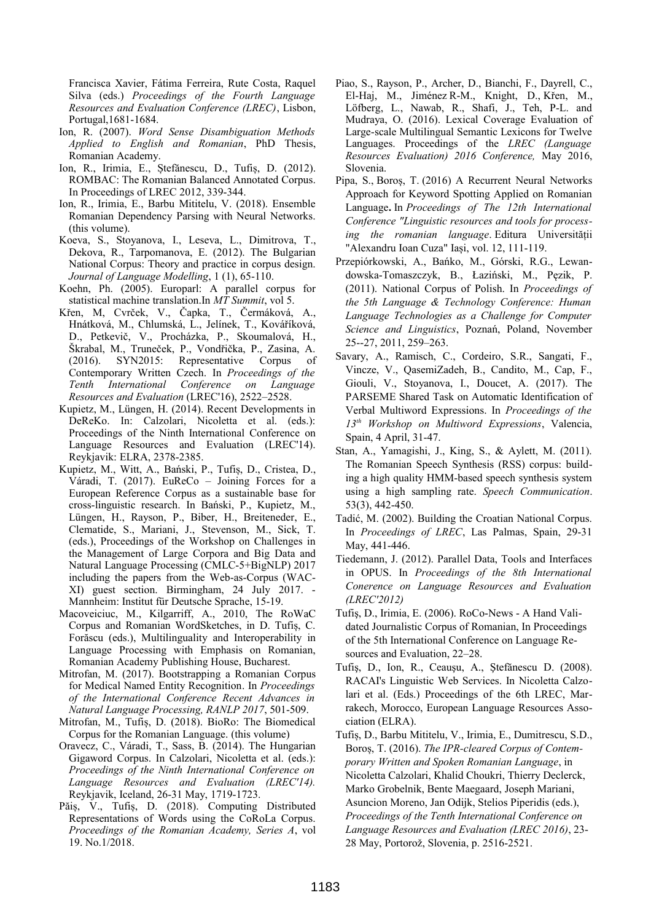Francisca Xavier, Fátima Ferreira, Rute Costa, Raquel Silva (eds.) *Proceedings of the Fourth Language Resources and Evaluation Conference (LREC)*, Lisbon, Portugal,1681-1684.

Ion, R. (2007). *Word Sense Disambiguation Methods Applied to English and Romanian*, PhD Thesis, Romanian Academy.

Ion, R., Irimia, E., Ştefănescu, D., Tufiş, D. (2012). ROMBAC: The Romanian Balanced Annotated Corpus. In Proceedings of LREC 2012, 339-344.

Ion, R., Irimia, E., Barbu Mititelu, V. (2018). Ensemble Romanian Dependency Parsing with Neural Networks. (this volume).

Koeva, S., Stoyanova, I., Leseva, L., Dimitrova, T., Dekova, R., Tarpomanova, E. (2012). The Bulgarian National Corpus: Theory and practice in corpus design. *Journal of Language Modelling*, 1 (1), 65-110.

Koehn, Ph. (2005). Europarl: A parallel corpus for statistical machine translation.In *MT Summit*, vol 5.

Křen, M, Cvrček, V., Čapka, T., Čermáková, A., Hnátková, M., Chlumská, L., Jelínek, T., Kováříková, D., Petkevič, V., Procházka, P., Skoumalová, H., Škrabal, M., Truneček, P., Vondřička, P., Zasina, A. (2016). SYN2015: Representative Corpus of Contemporary Written Czech. In *Proceedings of the Tenth International Conference on Language Resources and Evaluation* (LREC'16), 2522–2528.

Kupietz, M., Lüngen, H. (2014). Recent Developments in DeReKo. In: Calzolari, Nicoletta et al. (eds.): Proceedings of the Ninth International Conference on Language Resources and Evaluation (LREC'14). Reykjavik: ELRA, 2378-2385.

Kupietz, M., Witt, A., Bański, P., Tufiş, D., Cristea, D., Váradi, T. (2017). EuReCo – Joining Forces for a European Reference Corpus as a sustainable base for cross-linguistic research. In Bański, P., Kupietz, M., Lüngen, H., Rayson, P., Biber, H., Breiteneder, E., Clematide, S., Mariani, J., Stevenson, M., Sick, T. (eds.), Proceedings of the Workshop on Challenges in the Management of Large Corpora and Big Data and Natural Language Processing (CMLC-5+BigNLP) 2017 including the papers from the Web-as-Corpus (WAC-XI) guest section. Birmingham, 24 July 2017. - Mannheim: Institut für Deutsche Sprache, 15-19.

Macoveiciuc, M., Kilgarriff, A., 2010, The RoWaC Corpus and Romanian WordSketches, in D. Tufiş, C. Forăscu (eds.), Multilinguality and Interoperability in Language Processing with Emphasis on Romanian, Romanian Academy Publishing House, Bucharest.

Mitrofan, M. (2017). Bootstrapping a Romanian Corpus for Medical Named Entity Recognition. In *Proceedings of the International Conference Recent Advances in Natural Language Processing, RANLP 2017*, 501-509.

Mitrofan, M., Tufiş, D. (2018). BioRo: The Biomedical Corpus for the Romanian Language. (this volume)

Oravecz, C., Váradi, T., Sass, B. (2014). The Hungarian Gigaword Corpus. In Calzolari, Nicoletta et al. (eds.): *Proceedings of the Ninth International Conference on Language Resources and Evaluation (LREC'14).* Reykjavik, Iceland, 26-31 May, 1719-1723.

Păiş, V., Tufiş, D. (2018). Computing Distributed Representations of Words using the CoRoLa Corpus. *Proceedings of the Romanian Academy, Series A*, vol 19. No.1/2018.

Piao, S., Rayson, P., Archer, D., Bianchi, F., Dayrell, C., El-Haj, M., Jiménez R-M., Knight, D., Křen, M., Löfberg, L., Nawab, R., Shafi, J., Teh, P-L. and Mudraya, O. (2016). Lexical Coverage Evaluation of Large-scale Multilingual Semantic Lexicons for Twelve Languages. Proceedings of the *LREC (Language Resources Evaluation) 2016 Conference,* May 2016, Slovenia.

Pipa, S., Boroş, T. (2016) A Recurrent Neural Networks Approach for Keyword Spotting Applied on Romanian Language**.** In *Proceedings of The 12th International Conference "Linguistic resources and tools for processing the romanian language*. Editura Universităţii "Alexandru Ioan Cuza" Iaşi, vol. 12, 111-119.

Przepiórkowski, A., Bańko, M., Górski, R.G., Lewandowska-Tomaszczyk, B., Łaziński, M., Pęzik, P. (2011). National Corpus of Polish. In *Proceedings of the 5th Language & Technology Conference: Human Language Technologies as a Challenge for Computer Science and Linguistics*, Poznań, Poland, November 25--27, 2011, 259–263.

Savary, A., Ramisch, C., Cordeiro, S.R., Sangati, F., Vincze, V., QasemiZadeh, B., Candito, M., Cap, F., Giouli, V., Stoyanova, I., Doucet, A. (2017). The PARSEME Shared Task on Automatic Identification of Verbal Multiword Expressions. In *Proceedings of the 13th Workshop on Multiword Expressions*, Valencia, Spain, 4 April, 31-47.

Stan, A., Yamagishi, J., King, S., & Aylett, M. (2011). The Romanian Speech Synthesis (RSS) corpus: building a high quality HMM-based speech synthesis system using a high sampling rate. *Speech Communication*. 53(3), 442-450.

Tadić, M. (2002). Building the Croatian National Corpus. In *Proceedings of LREC*, Las Palmas, Spain, 29-31 May, 441-446.

Tiedemann, J. (2012). Parallel Data, Tools and Interfaces in OPUS. In *Proceedings of the 8th International Conerence on Language Resources and Evaluation (LREC'2012)*

Tufiş, D., Irimia, E. (2006). RoCo-News - A Hand Validated Journalistic Corpus of Romanian, In Proceedings of the 5th International Conference on Language Resources and Evaluation, 22–28.

Tufiş, D., Ion, R., Ceauşu, A., Ştefănescu D. (2008). RACAI's Linguistic Web Services. In Nicoletta Calzolari et al. (Eds.) Proceedings of the 6th LREC, Marrakech, Morocco, European Language Resources Association (ELRA).

Tufiş, D., Barbu Mititelu, V., Irimia, E., Dumitrescu, S.D., Boroş, T. (2016). *The IPR-cleared Corpus of Contemporary Written and Spoken Romanian Language*, in Nicoletta Calzolari, Khalid Choukri, Thierry Declerck, Marko Grobelnik, Bente Maegaard, Joseph Mariani, Asuncion Moreno, Jan Odijk, Stelios Piperidis (eds.), *Proceedings of the Tenth International Conference on Language Resources and Evaluation (LREC 2016)*, 23-28 May, Portorož, Slovenia, p. 2516-2521.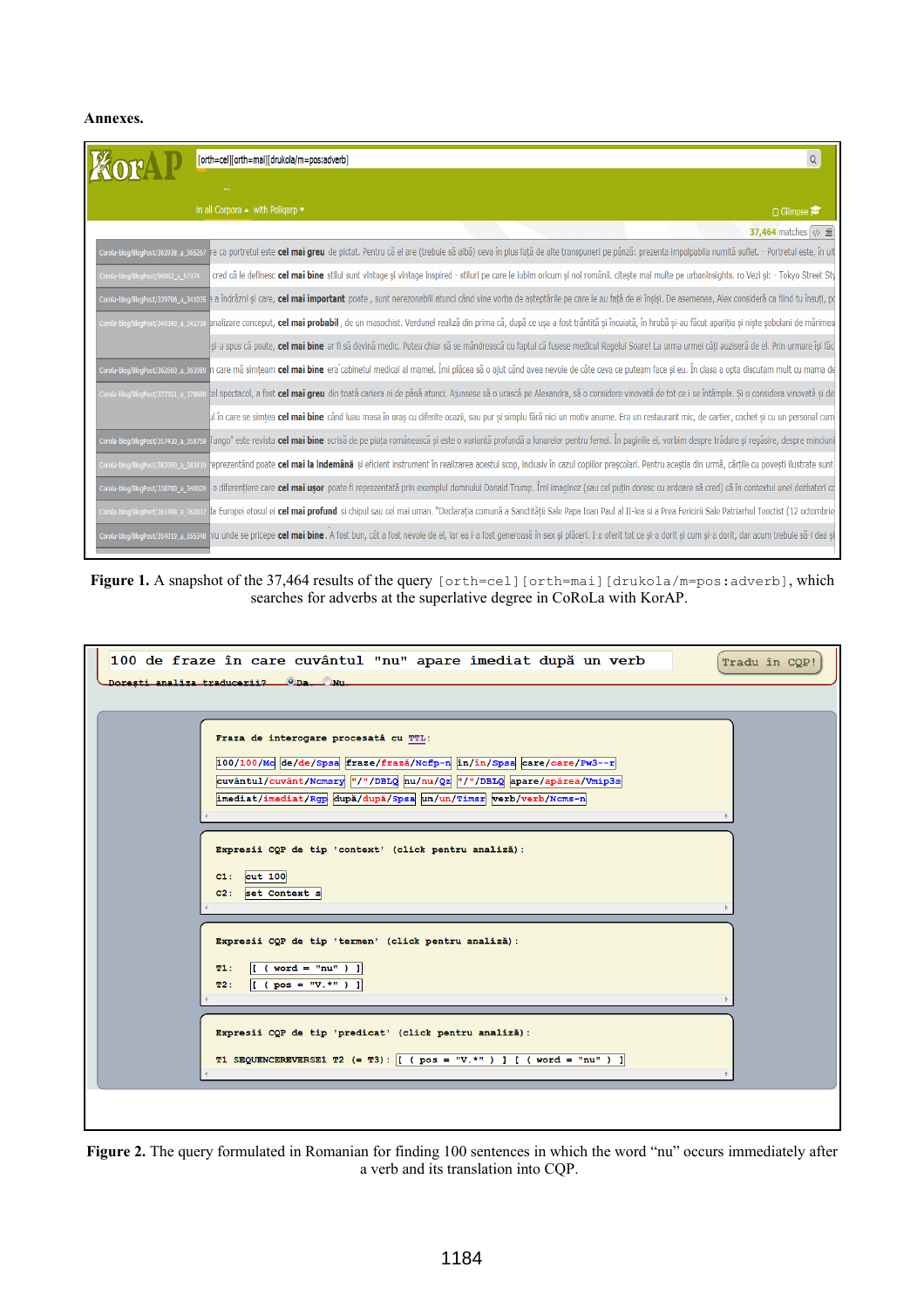**Annexes.**

**Figure 1.** A snapshot of the 37,464 results of the query `[orth=cel][orth=mai][drukola/m=pos:adverb]`, which searches for adverbs at the superlative degree in CoRoLa with KorAP.

**Figure 2.** The query formulated in Romanian for finding 100 sentences in which the word "nu" occurs immediately after a verb and its translation into CQP.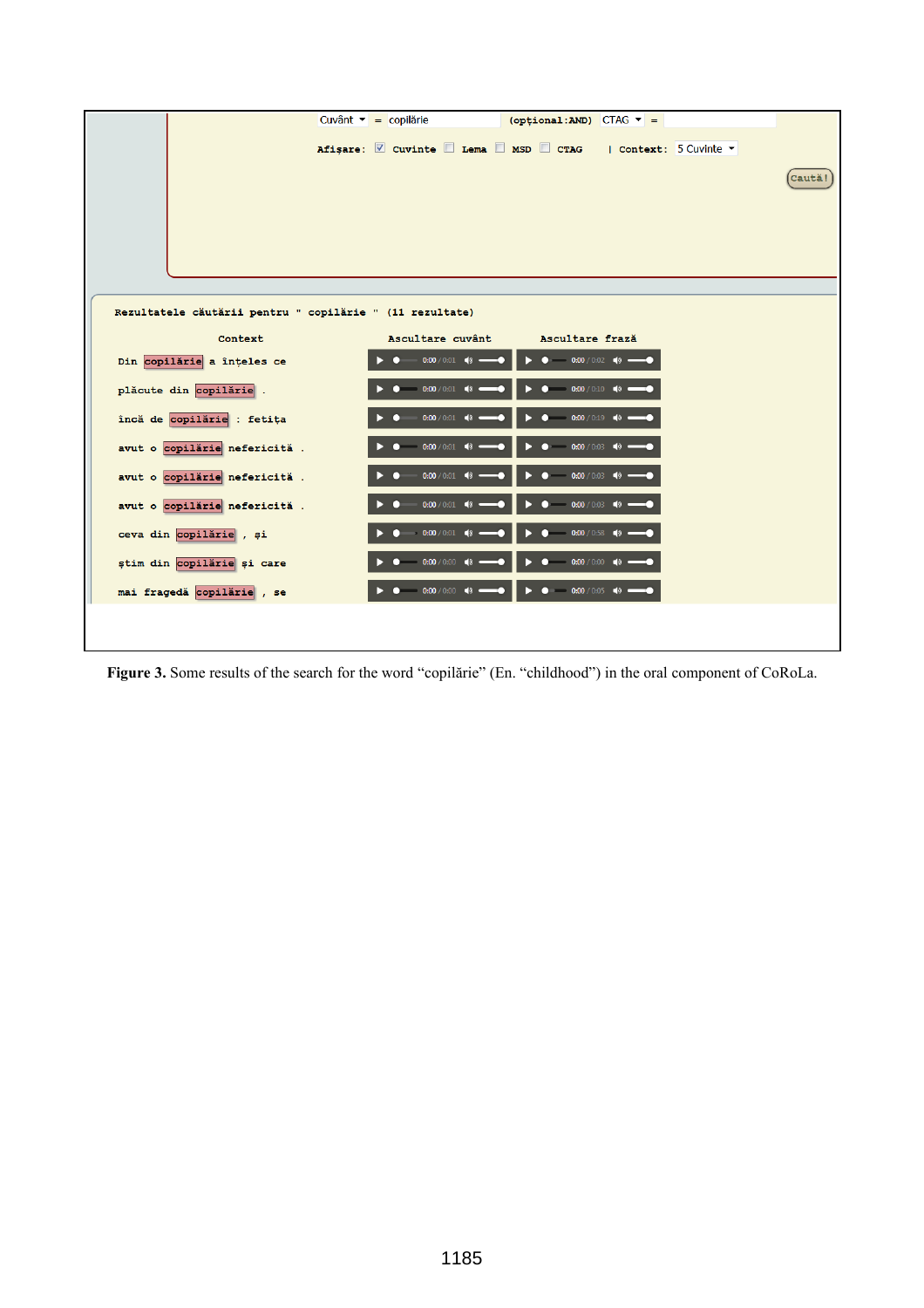Cuvânt = copilărie (opțional:AND) CTAG =

Afișare: Cuvinte Lema MSD CTAG | Context: 5 Cuvinte

Caută!

Rezultatele căutării pentru " copilărie " (11 rezultate)

| Context | Ascultare cuvânt | Ascultare frază |
|---|---|---|
| Din copilărie a înțeles ce | 0:00 / 0:01 | 0:00 / 0:02 |
| plăcute din copilărie . | 0:00 / 0:01 | 0:00 / 0:10 |
| încă de copilărie : fetița | 0:00 / 0:01 | 0:00 / 0:19 |
| avut o copilărie nefericită . | 0:00 / 0:01 | 0:00 / 0:03 |
| avut o copilărie nefericită . | 0:00 / 0:01 | 0:00 / 0:03 |
| avut o copilărie nefericită . | 0:00 / 0:01 | 0:00 / 0:03 |
| ceva din copilărie , și | 0:00 / 0:01 | 0:00 / 0:58 |
| știm din copilărie și care | 0:00 / 0:00 | 0:00 / 0:00 |
| mai fragedă copilărie , se | 0:00 / 0:00 | 0:00 / 0:05 |

**Figure 3.** Some results of the search for the word "copilărie" (En. "childhood") in the oral component of CoRoLa.